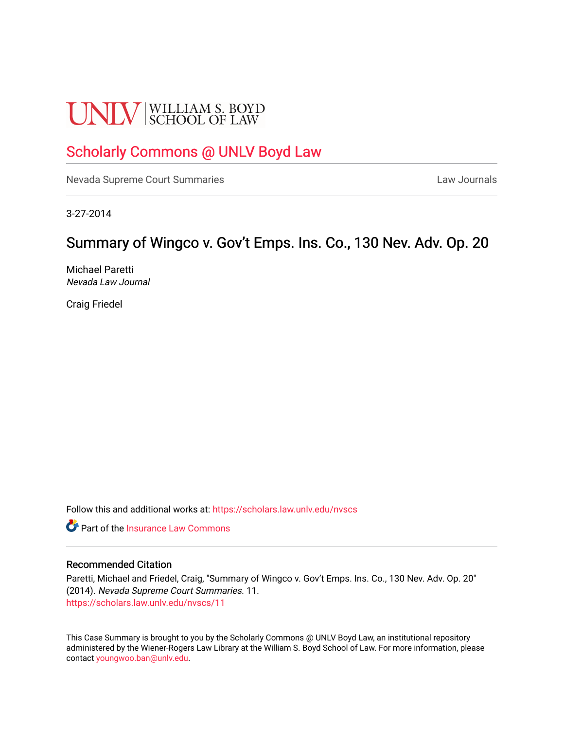UNLV | WILLIAM S. BOYD SCHOOL OF LAW

# Scholarly Commons @ UNLV Boyd Law

Nevada Supreme Court Summaries

Law Journals

3-27-2014

## Summary of Wingco v. Gov't Emps. Ins. Co., 130 Nev. Adv. Op. 20

Michael Paretti
*Nevada Law Journal*

Craig Friedel

Follow this and additional works at: https://scholars.law.unlv.edu/nvscs

Part of the Insurance Law Commons

### Recommended Citation

Paretti, Michael and Friedel, Craig, "Summary of Wingco v. Gov't Emps. Ins. Co., 130 Nev. Adv. Op. 20" (2014). *Nevada Supreme Court Summaries*. 11.
https://scholars.law.unlv.edu/nvscs/11

This Case Summary is brought to you by the Scholarly Commons @ UNLV Boyd Law, an institutional repository administered by the Wiener-Rogers Law Library at the William S. Boyd School of Law. For more information, please contact youngwoo.ban@unlv.edu.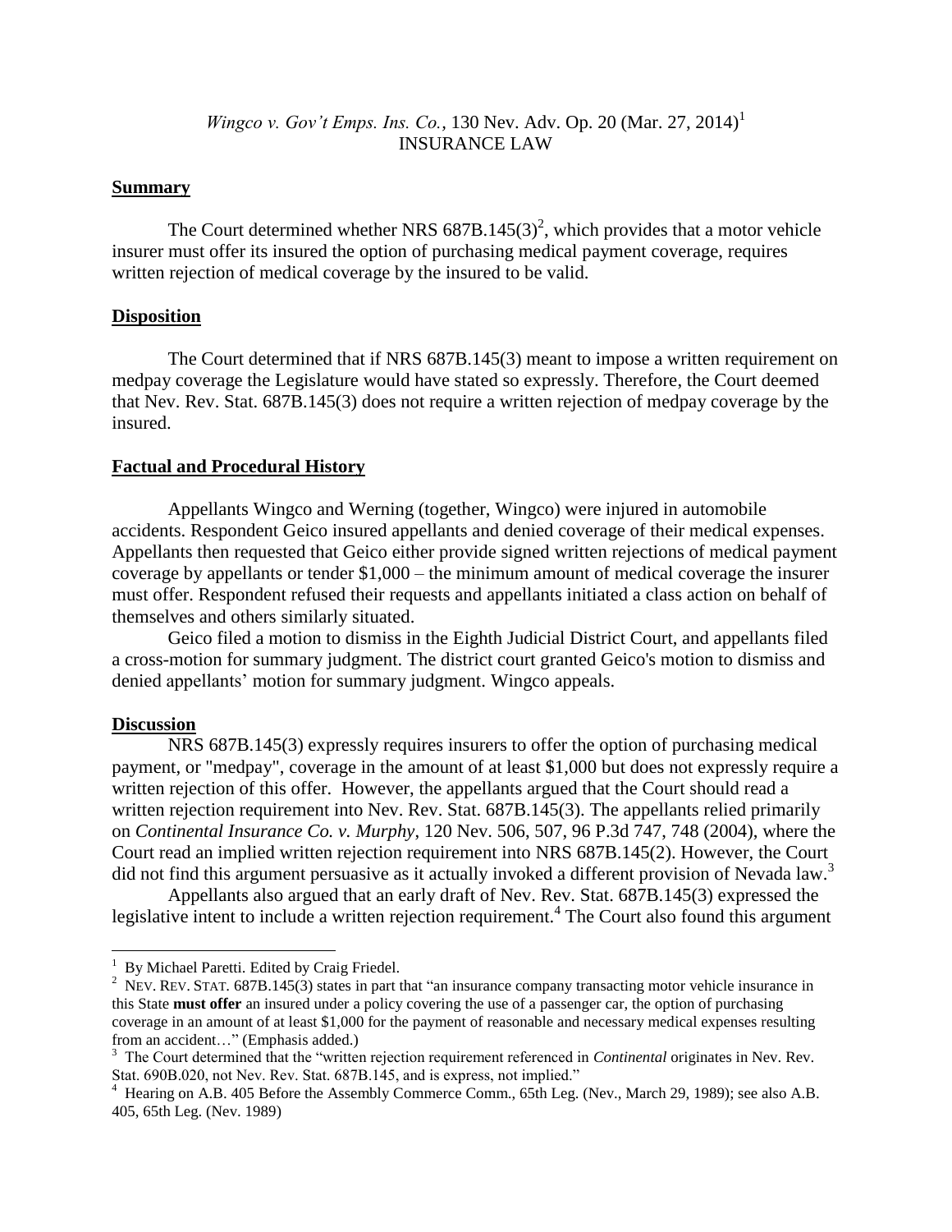*Wingco v. Gov't Emps. Ins. Co.*, 130 Nev. Adv. Op. 20 (Mar. 27, 2014)[1]
INSURANCE LAW

## Summary

The Court determined whether NRS 687B.145(3)[2], which provides that a motor vehicle insurer must offer its insured the option of purchasing medical payment coverage, requires written rejection of medical coverage by the insured to be valid.

## Disposition

The Court determined that if NRS 687B.145(3) meant to impose a written requirement on medpay coverage the Legislature would have stated so expressly. Therefore, the Court deemed that Nev. Rev. Stat. 687B.145(3) does not require a written rejection of medpay coverage by the insured.

## Factual and Procedural History

Appellants Wingco and Werning (together, Wingco) were injured in automobile accidents. Respondent Geico insured appellants and denied coverage of their medical expenses. Appellants then requested that Geico either provide signed written rejections of medical payment coverage by appellants or tender $1,000 – the minimum amount of medical coverage the insurer must offer. Respondent refused their requests and appellants initiated a class action on behalf of themselves and others similarly situated.

Geico filed a motion to dismiss in the Eighth Judicial District Court, and appellants filed a cross-motion for summary judgment. The district court granted Geico's motion to dismiss and denied appellants' motion for summary judgment. Wingco appeals.

## Discussion

NRS 687B.145(3) expressly requires insurers to offer the option of purchasing medical payment, or "medpay", coverage in the amount of at least $1,000 but does not expressly require a written rejection of this offer. However, the appellants argued that the Court should read a written rejection requirement into Nev. Rev. Stat. 687B.145(3). The appellants relied primarily on *Continental Insurance Co. v. Murphy*, 120 Nev. 506, 507, 96 P.3d 747, 748 (2004), where the Court read an implied written rejection requirement into NRS 687B.145(2). However, the Court did not find this argument persuasive as it actually invoked a different provision of Nevada law.[3]

Appellants also argued that an early draft of Nev. Rev. Stat. 687B.145(3) expressed the legislative intent to include a written rejection requirement.[4] The Court also found this argument

---

[1] By Michael Paretti. Edited by Craig Friedel.

[2] NEV. REV. STAT. 687B.145(3) states in part that "an insurance company transacting motor vehicle insurance in this State **must offer** an insured under a policy covering the use of a passenger car, the option of purchasing coverage in an amount of at least $1,000 for the payment of reasonable and necessary medical expenses resulting from an accident…" (Emphasis added.)

[3] The Court determined that the "written rejection requirement referenced in *Continental* originates in Nev. Rev. Stat. 690B.020, not Nev. Rev. Stat. 687B.145, and is express, not implied."

[4] Hearing on A.B. 405 Before the Assembly Commerce Comm., 65th Leg. (Nev., March 29, 1989); see also A.B. 405, 65th Leg. (Nev. 1989)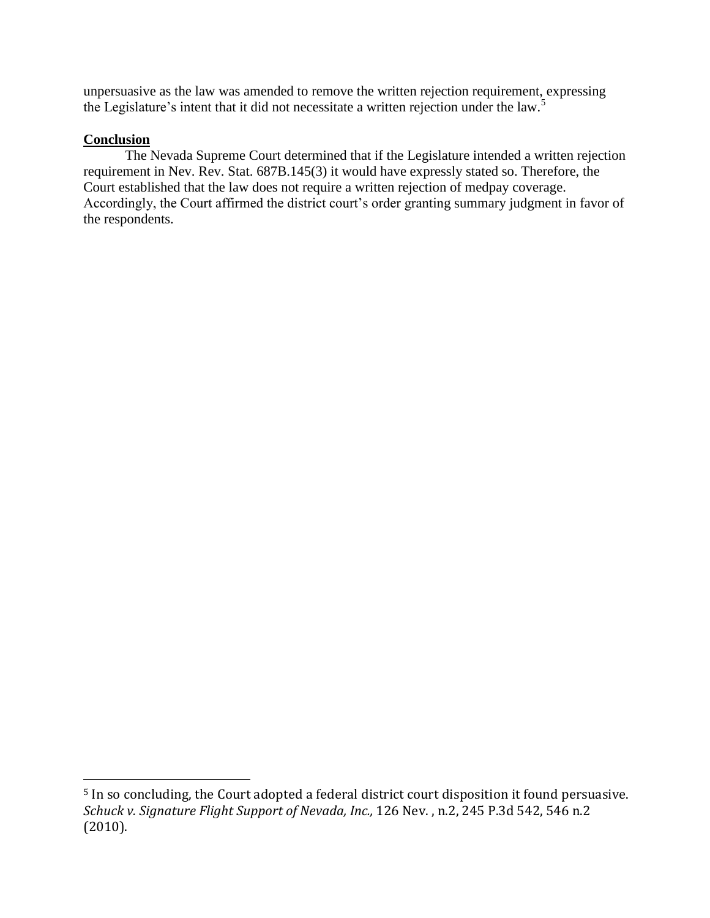unpersuasive as the law was amended to remove the written rejection requirement, expressing the Legislature's intent that it did not necessitate a written rejection under the law.[5]

**Conclusion**

The Nevada Supreme Court determined that if the Legislature intended a written rejection requirement in Nev. Rev. Stat. 687B.145(3) it would have expressly stated so. Therefore, the Court established that the law does not require a written rejection of medpay coverage. Accordingly, the Court affirmed the district court's order granting summary judgment in favor of the respondents.

---

[5] In so concluding, the Court adopted a federal district court disposition it found persuasive. *Schuck v. Signature Flight Support of Nevada, Inc.,* 126 Nev. , n.2, 245 P.3d 542, 546 n.2 (2010).